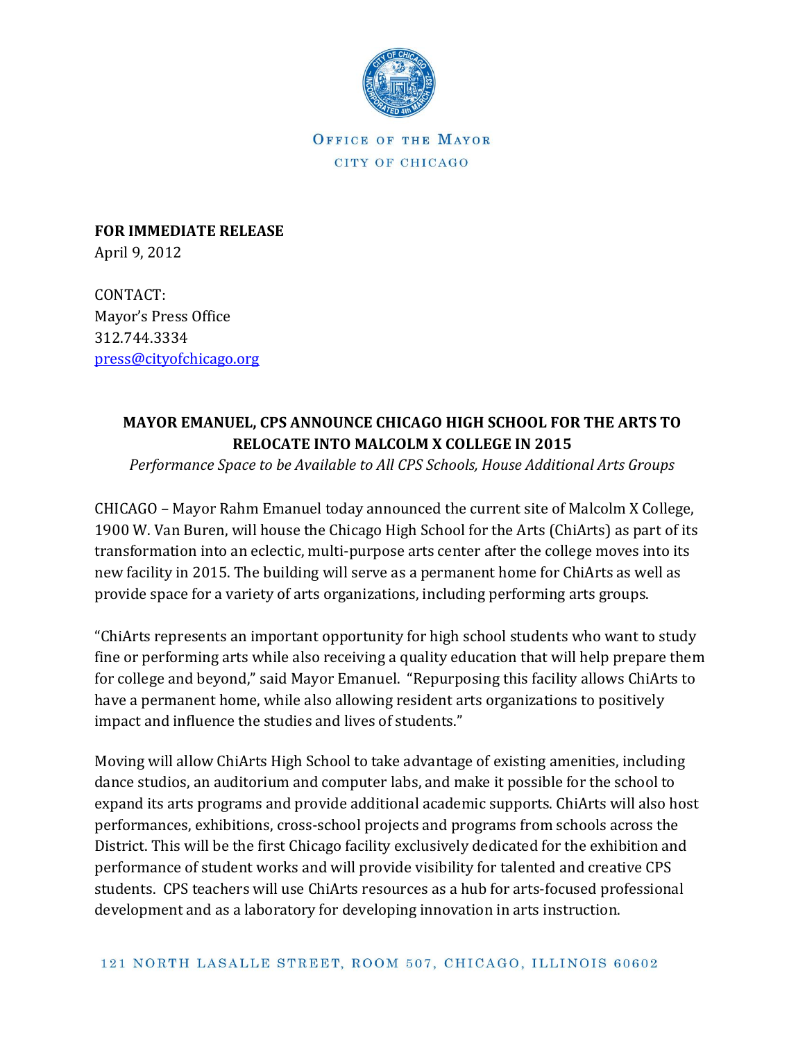Office of the Mayor

City of Chicago

**FOR IMMEDIATE RELEASE**
April 9, 2012

CONTACT:
Mayor's Press Office
312.744.3334
press@cityofchicago.org

## MAYOR EMANUEL, CPS ANNOUNCE CHICAGO HIGH SCHOOL FOR THE ARTS TO RELOCATE INTO MALCOLM X COLLEGE IN 2015

*Performance Space to be Available to All CPS Schools, House Additional Arts Groups*

CHICAGO – Mayor Rahm Emanuel today announced the current site of Malcolm X College, 1900 W. Van Buren, will house the Chicago High School for the Arts (ChiArts) as part of its transformation into an eclectic, multi-purpose arts center after the college moves into its new facility in 2015. The building will serve as a permanent home for ChiArts as well as provide space for a variety of arts organizations, including performing arts groups.

"ChiArts represents an important opportunity for high school students who want to study fine or performing arts while also receiving a quality education that will help prepare them for college and beyond," said Mayor Emanuel. "Repurposing this facility allows ChiArts to have a permanent home, while also allowing resident arts organizations to positively impact and influence the studies and lives of students."

Moving will allow ChiArts High School to take advantage of existing amenities, including dance studios, an auditorium and computer labs, and make it possible for the school to expand its arts programs and provide additional academic supports. ChiArts will also host performances, exhibitions, cross-school projects and programs from schools across the District. This will be the first Chicago facility exclusively dedicated for the exhibition and performance of student works and will provide visibility for talented and creative CPS students. CPS teachers will use ChiArts resources as a hub for arts-focused professional development and as a laboratory for developing innovation in arts instruction.

121 NORTH LASALLE STREET, ROOM 507, CHICAGO, ILLINOIS 60602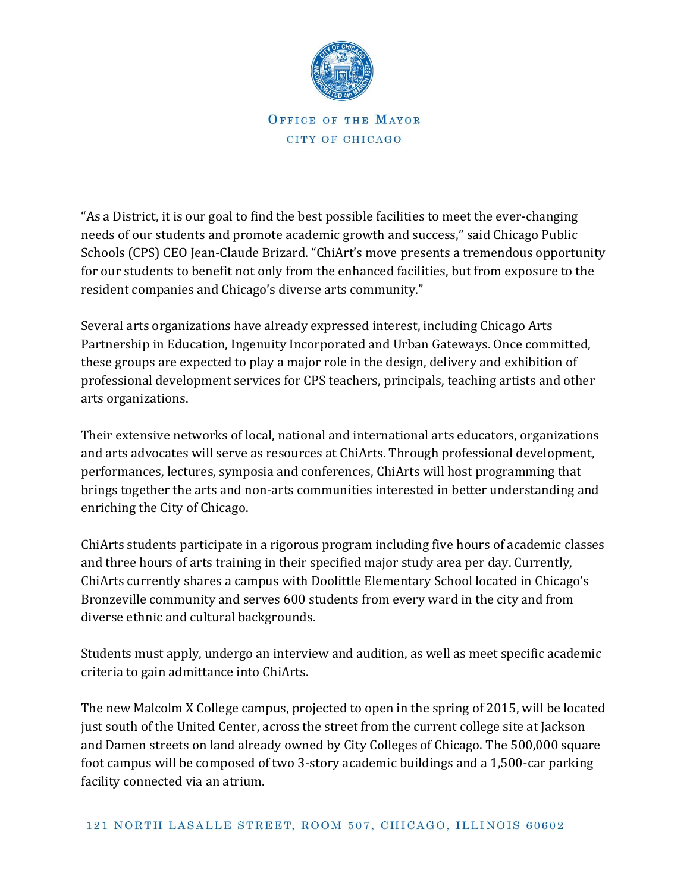"As a District, it is our goal to find the best possible facilities to meet the ever-changing needs of our students and promote academic growth and success," said Chicago Public Schools (CPS) CEO Jean-Claude Brizard. "ChiArt's move presents a tremendous opportunity for our students to benefit not only from the enhanced facilities, but from exposure to the resident companies and Chicago's diverse arts community."

Several arts organizations have already expressed interest, including Chicago Arts Partnership in Education, Ingenuity Incorporated and Urban Gateways. Once committed, these groups are expected to play a major role in the design, delivery and exhibition of professional development services for CPS teachers, principals, teaching artists and other arts organizations.

Their extensive networks of local, national and international arts educators, organizations and arts advocates will serve as resources at ChiArts. Through professional development, performances, lectures, symposia and conferences, ChiArts will host programming that brings together the arts and non-arts communities interested in better understanding and enriching the City of Chicago.

ChiArts students participate in a rigorous program including five hours of academic classes and three hours of arts training in their specified major study area per day. Currently, ChiArts currently shares a campus with Doolittle Elementary School located in Chicago's Bronzeville community and serves 600 students from every ward in the city and from diverse ethnic and cultural backgrounds.

Students must apply, undergo an interview and audition, as well as meet specific academic criteria to gain admittance into ChiArts.

The new Malcolm X College campus, projected to open in the spring of 2015, will be located just south of the United Center, across the street from the current college site at Jackson and Damen streets on land already owned by City Colleges of Chicago. The 500,000 square foot campus will be composed of two 3-story academic buildings and a 1,500-car parking facility connected via an atrium.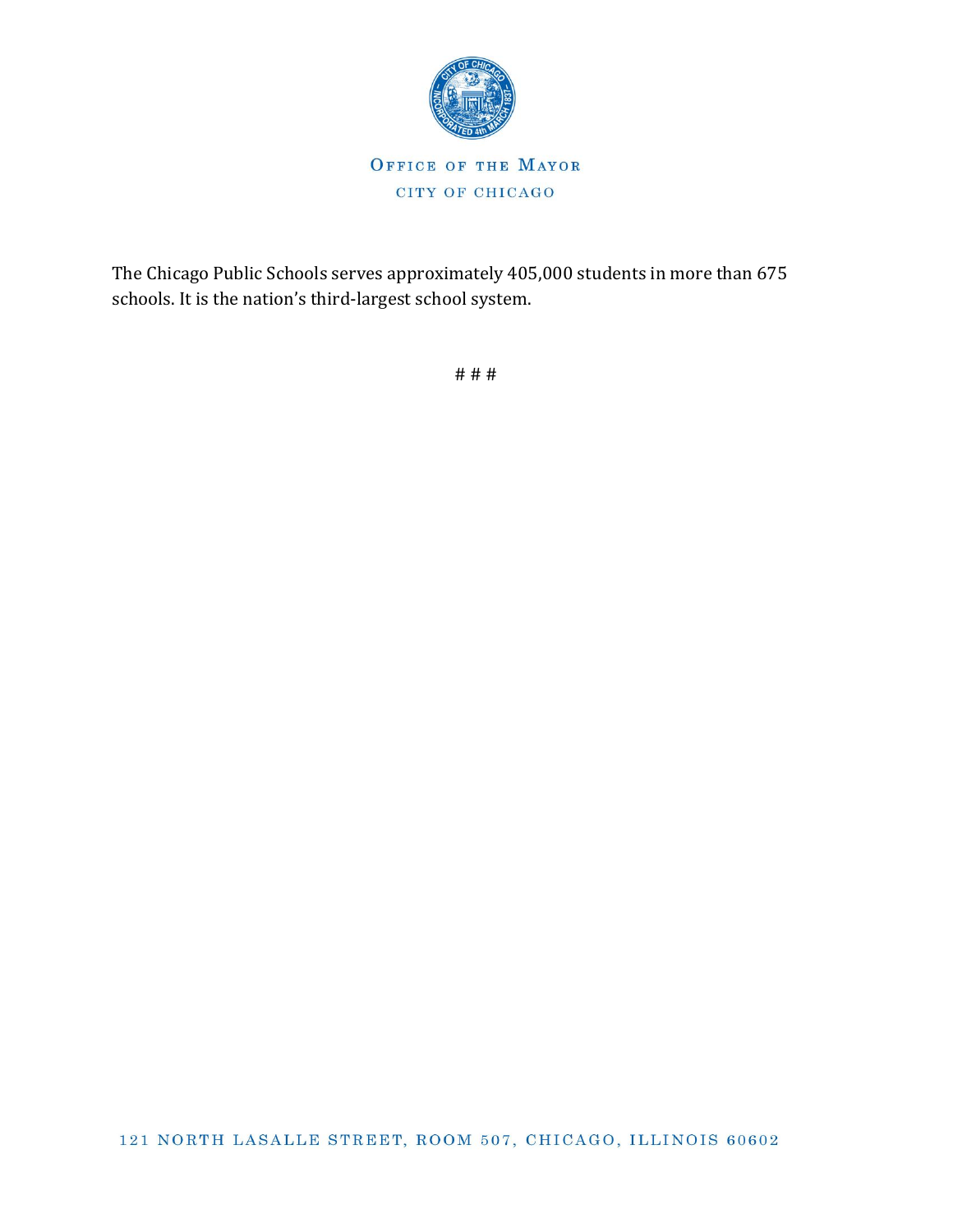The Chicago Public Schools serves approximately 405,000 students in more than 675 schools. It is the nation's third-largest school system.

# # #